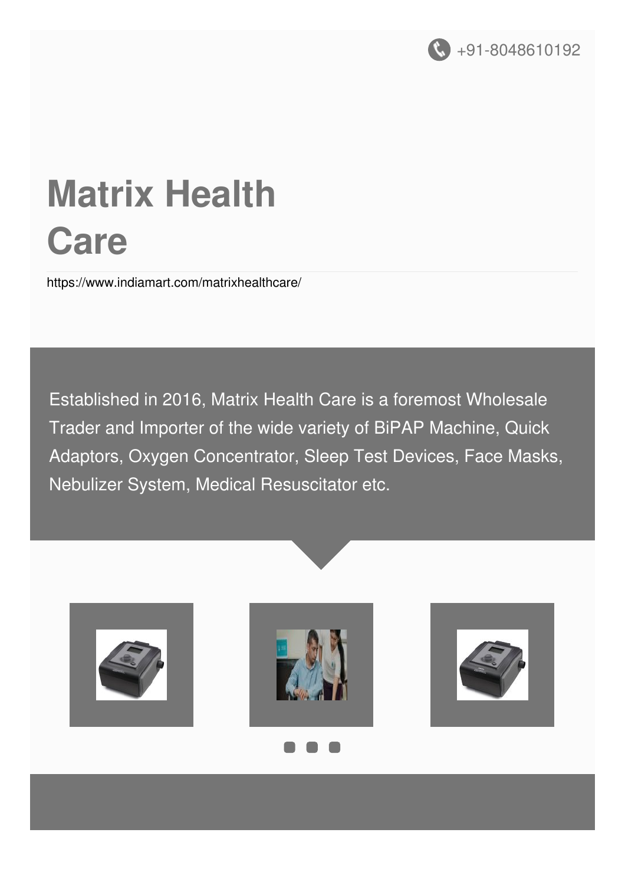+91-8048610192

# Matrix Health Care

https://www.indiamart.com/matrixhealthcare/

Established in 2016, Matrix Health Care is a foremost Wholesale Trader and Importer of the wide variety of BiPAP Machine, Quick Adaptors, Oxygen Concentrator, Sleep Test Devices, Face Masks, Nebulizer System, Medical Resuscitator etc.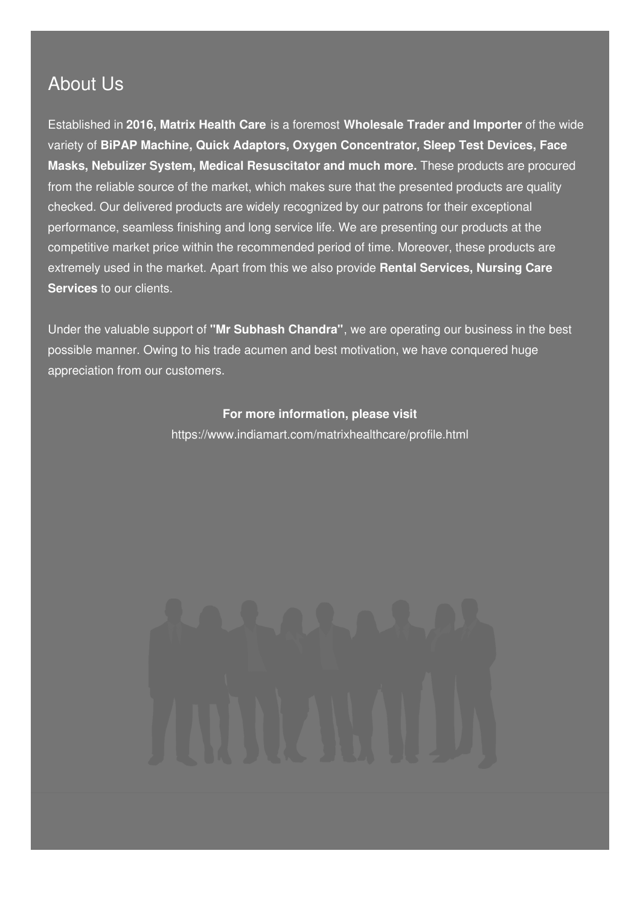## About Us

Established in **2016, Matrix Health Care** is a foremost **Wholesale Trader and Importer** of the wide variety of **BiPAP Machine, Quick Adaptors, Oxygen Concentrator, Sleep Test Devices, Face Masks, Nebulizer System, Medical Resuscitator and much more.** These products are procured from the reliable source of the market, which makes sure that the presented products are quality checked. Our delivered products are widely recognized by our patrons for their exceptional performance, seamless finishing and long service life. We are presenting our products at the competitive market price within the recommended period of time. Moreover, these products are extremely used in the market. Apart from this we also provide **Rental Services, Nursing Care Services** to our clients.

Under the valuable support of **"Mr Subhash Chandra"**, we are operating our business in the best possible manner. Owing to his trade acumen and best motivation, we have conquered huge appreciation from our customers.

**For more information, please visit**

https://www.indiamart.com/matrixhealthcare/profile.html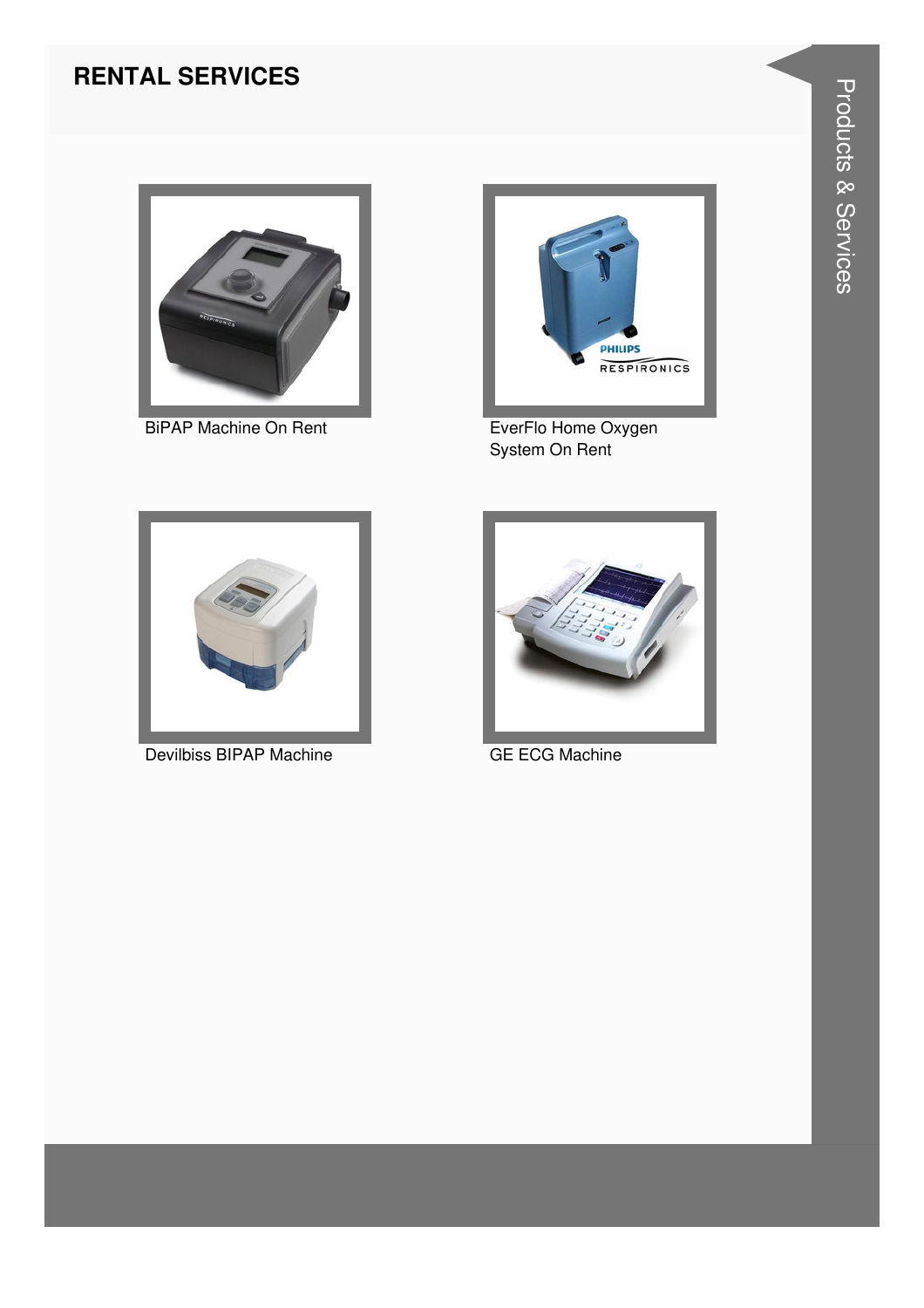## RENTAL SERVICES

BiPAP Machine On Rent

EverFlo Home Oxygen System On Rent

Devilbiss BIPAP Machine

GE ECG Machine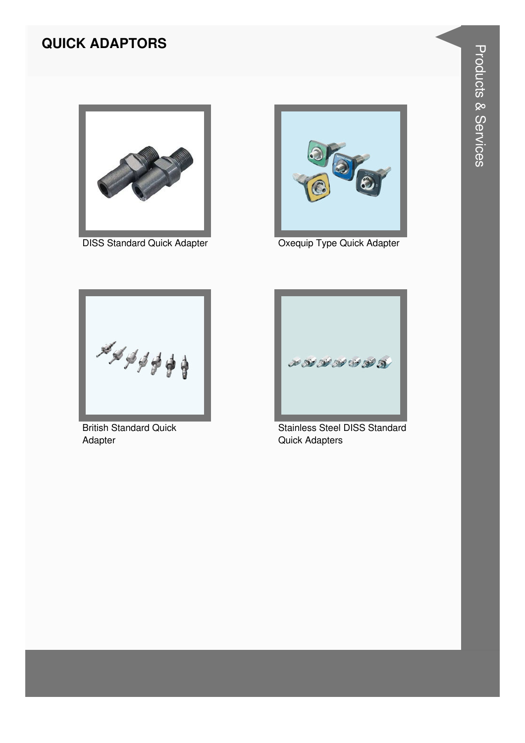# QUICK ADAPTORS

DISS Standard Quick Adapter

Oxequip Type Quick Adapter

British Standard Quick Adapter

Stainless Steel DISS Standard Quick Adapters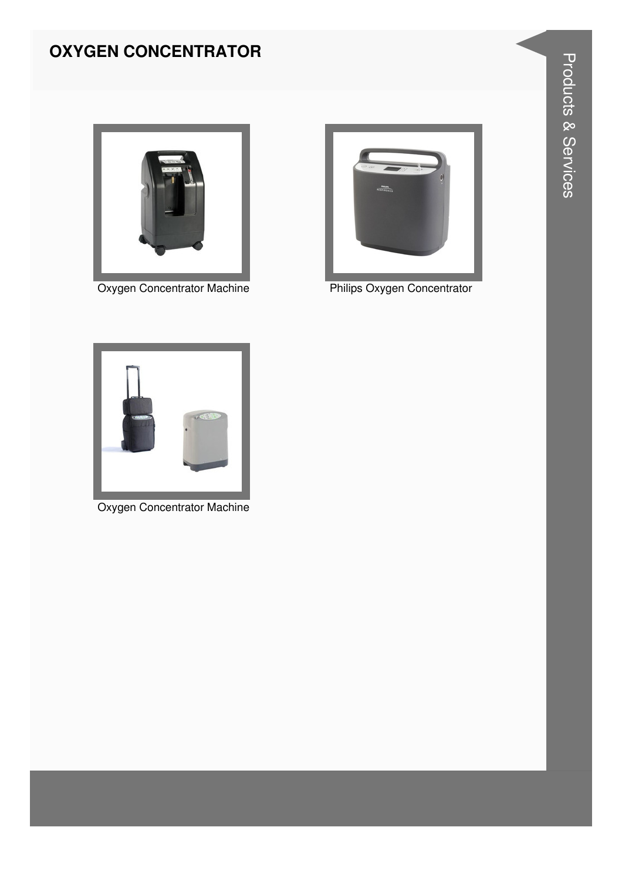## OXYGEN CONCENTRATOR

Oxygen Concentrator Machine

Philips Oxygen Concentrator

Oxygen Concentrator Machine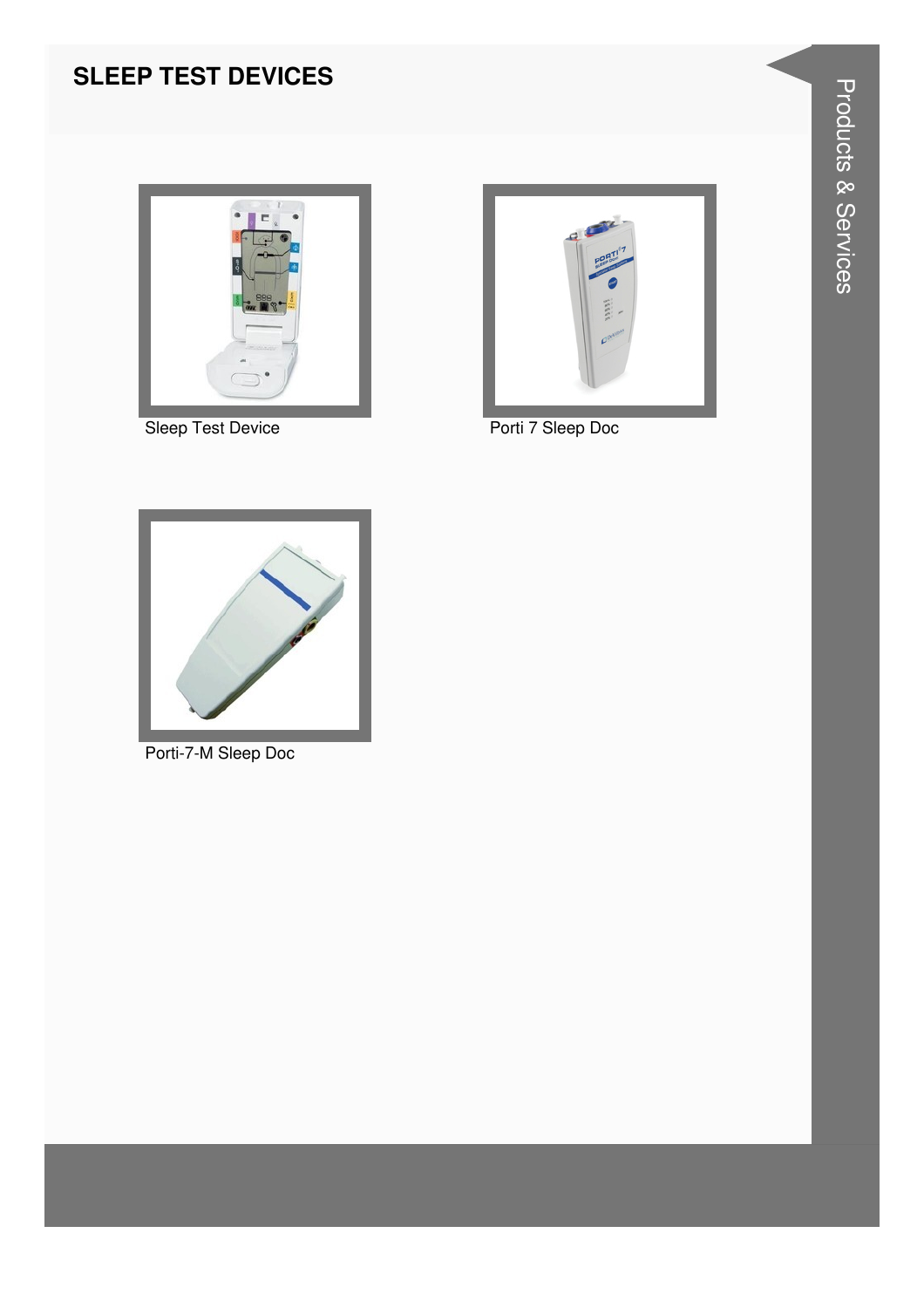# SLEEP TEST DEVICES

Sleep Test Device

Porti 7 Sleep Doc

Porti-7-M Sleep Doc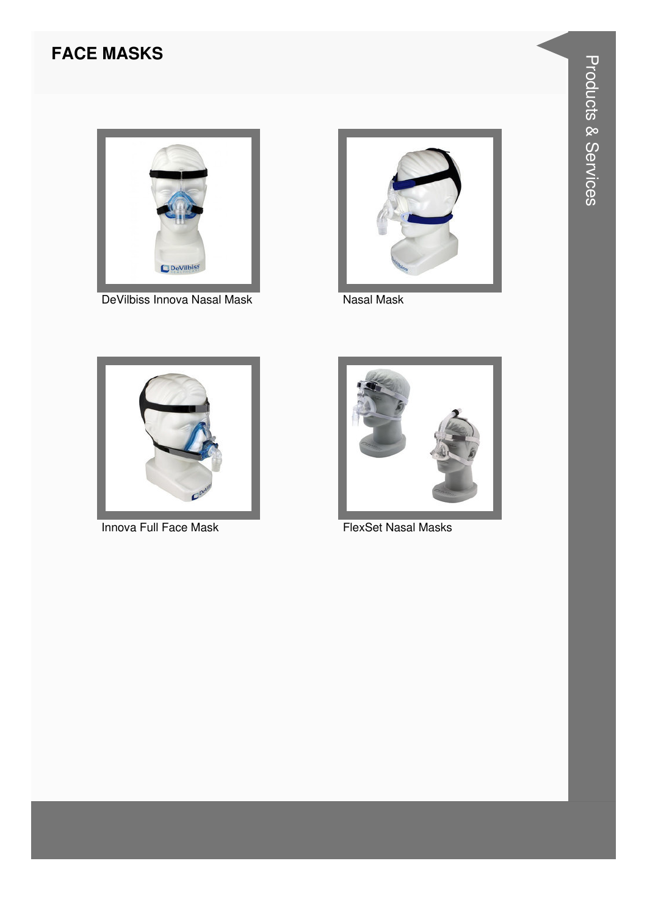# FACE MASKS

DeVilbiss Innova Nasal Mask

Nasal Mask

Innova Full Face Mask

FlexSet Nasal Masks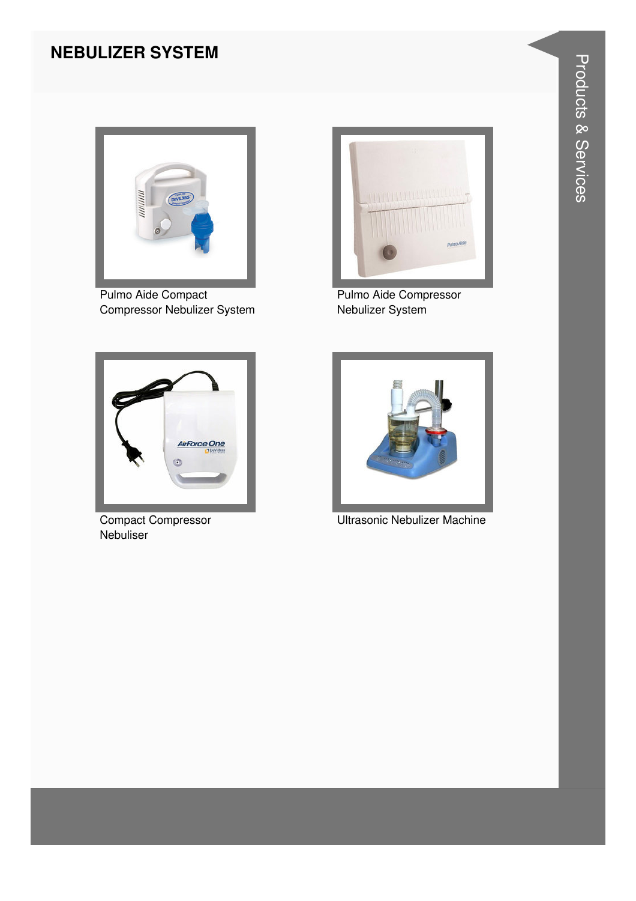## NEBULIZER SYSTEM

Pulmo Aide Compact Compressor Nebulizer System

Pulmo Aide Compressor Nebulizer System

Compact Compressor Nebuliser

Ultrasonic Nebulizer Machine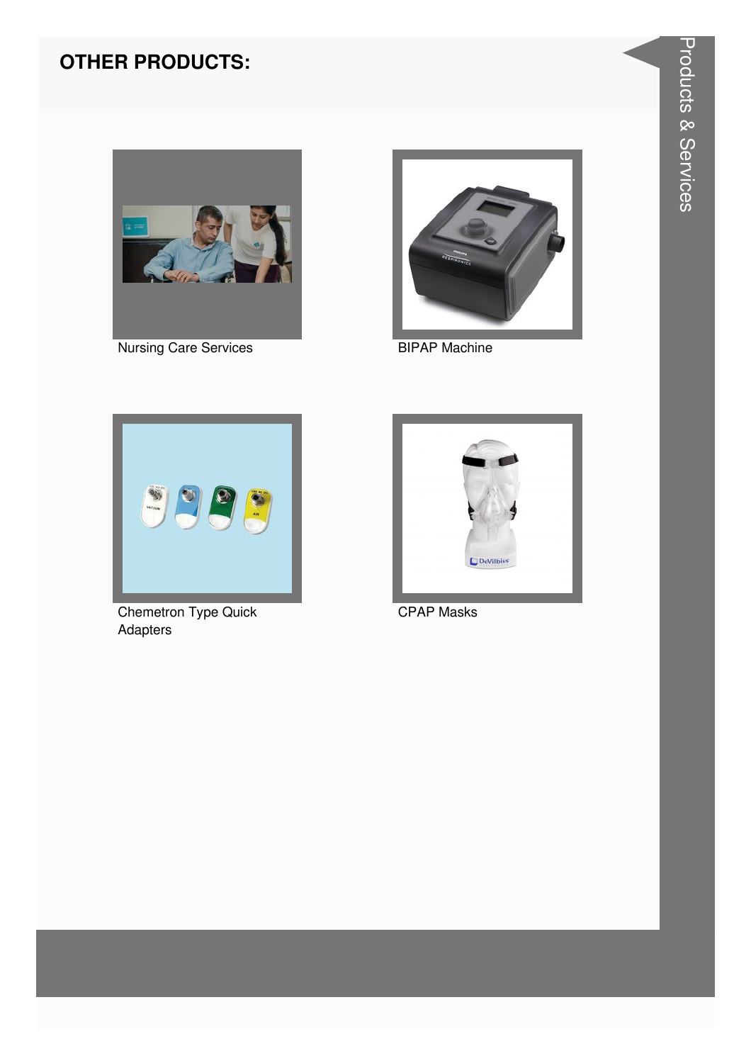## OTHER PRODUCTS:

Nursing Care Services

BIPAP Machine

Chemetron Type Quick Adapters

CPAP Masks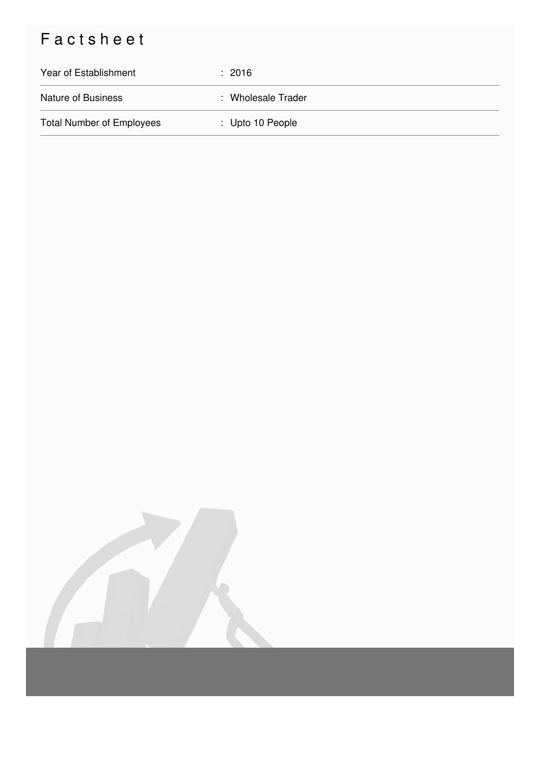# Factsheet

| | |
|---|---|
| Year of Establishment | : 2016 |
| Nature of Business | : Wholesale Trader |
| Total Number of Employees | : Upto 10 People |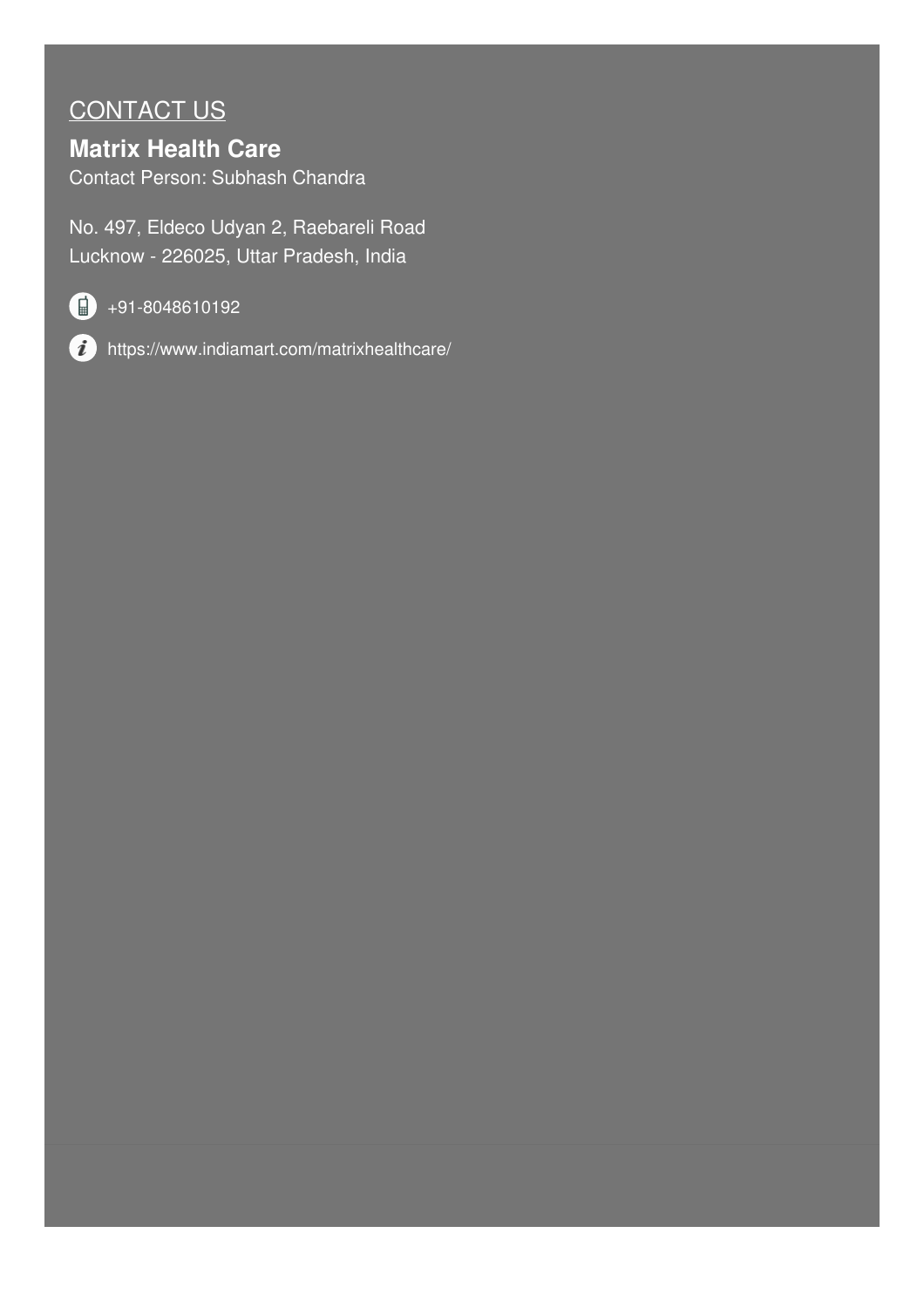## CONTACT US

### Matrix Health Care

Contact Person: Subhash Chandra

No. 497, Eldeco Udyan 2, Raebareli Road
Lucknow - 226025, Uttar Pradesh, India

+91-8048610192

https://www.indiamart.com/matrixhealthcare/